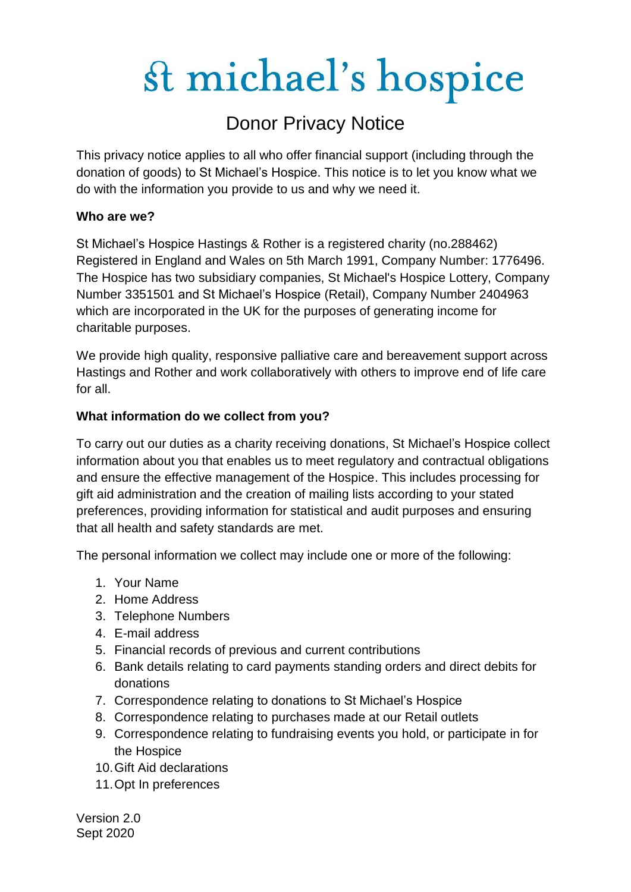# st michael's hospice

## Donor Privacy Notice

This privacy notice applies to all who offer financial support (including through the donation of goods) to St Michael's Hospice. This notice is to let you know what we do with the information you provide to us and why we need it.

**Who are we?**

St Michael's Hospice Hastings & Rother is a registered charity (no.288462) Registered in England and Wales on 5th March 1991, Company Number: 1776496. The Hospice has two subsidiary companies, St Michael's Hospice Lottery, Company Number 3351501 and St Michael's Hospice (Retail), Company Number 2404963 which are incorporated in the UK for the purposes of generating income for charitable purposes.

We provide high quality, responsive palliative care and bereavement support across Hastings and Rother and work collaboratively with others to improve end of life care for all.

**What information do we collect from you?**

To carry out our duties as a charity receiving donations, St Michael's Hospice collect information about you that enables us to meet regulatory and contractual obligations and ensure the effective management of the Hospice. This includes processing for gift aid administration and the creation of mailing lists according to your stated preferences, providing information for statistical and audit purposes and ensuring that all health and safety standards are met.

The personal information we collect may include one or more of the following:

1. Your Name
2. Home Address
3. Telephone Numbers
4. E-mail address
5. Financial records of previous and current contributions
6. Bank details relating to card payments standing orders and direct debits for donations
7. Correspondence relating to donations to St Michael's Hospice
8. Correspondence relating to purchases made at our Retail outlets
9. Correspondence relating to fundraising events you hold, or participate in for the Hospice
10. Gift Aid declarations
11. Opt In preferences

Version 2.0
Sept 2020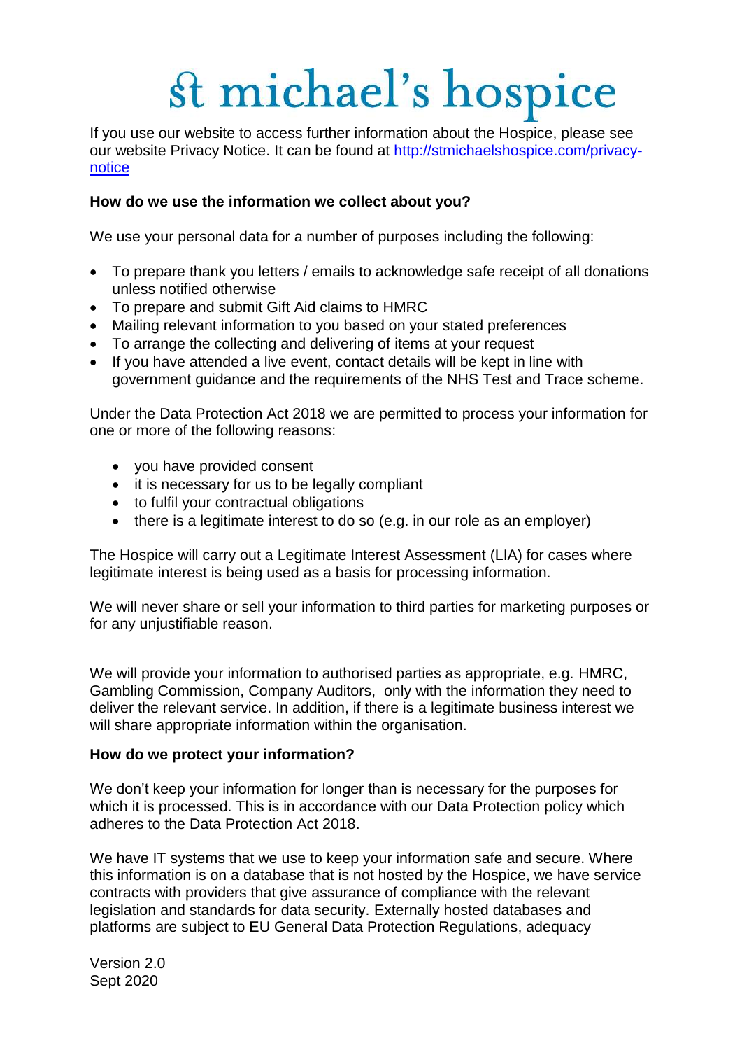If you use our website to access further information about the Hospice, please see our website Privacy Notice. It can be found at [http://stmichaelshospice.com/privacy-notice](http://stmichaelshospice.com/privacy-notice)

**How do we use the information we collect about you?**

We use your personal data for a number of purposes including the following:

- To prepare thank you letters / emails to acknowledge safe receipt of all donations unless notified otherwise
- To prepare and submit Gift Aid claims to HMRC
- Mailing relevant information to you based on your stated preferences
- To arrange the collecting and delivering of items at your request
- If you have attended a live event, contact details will be kept in line with government guidance and the requirements of the NHS Test and Trace scheme.

Under the Data Protection Act 2018 we are permitted to process your information for one or more of the following reasons:

- you have provided consent
- it is necessary for us to be legally compliant
- to fulfil your contractual obligations
- there is a legitimate interest to do so (e.g. in our role as an employer)

The Hospice will carry out a Legitimate Interest Assessment (LIA) for cases where legitimate interest is being used as a basis for processing information.

We will never share or sell your information to third parties for marketing purposes or for any unjustifiable reason.

We will provide your information to authorised parties as appropriate, e.g. HMRC, Gambling Commission, Company Auditors, only with the information they need to deliver the relevant service. In addition, if there is a legitimate business interest we will share appropriate information within the organisation.

**How do we protect your information?**

We don't keep your information for longer than is necessary for the purposes for which it is processed. This is in accordance with our Data Protection policy which adheres to the Data Protection Act 2018.

We have IT systems that we use to keep your information safe and secure. Where this information is on a database that is not hosted by the Hospice, we have service contracts with providers that give assurance of compliance with the relevant legislation and standards for data security. Externally hosted databases and platforms are subject to EU General Data Protection Regulations, adequacy

Version 2.0
Sept 2020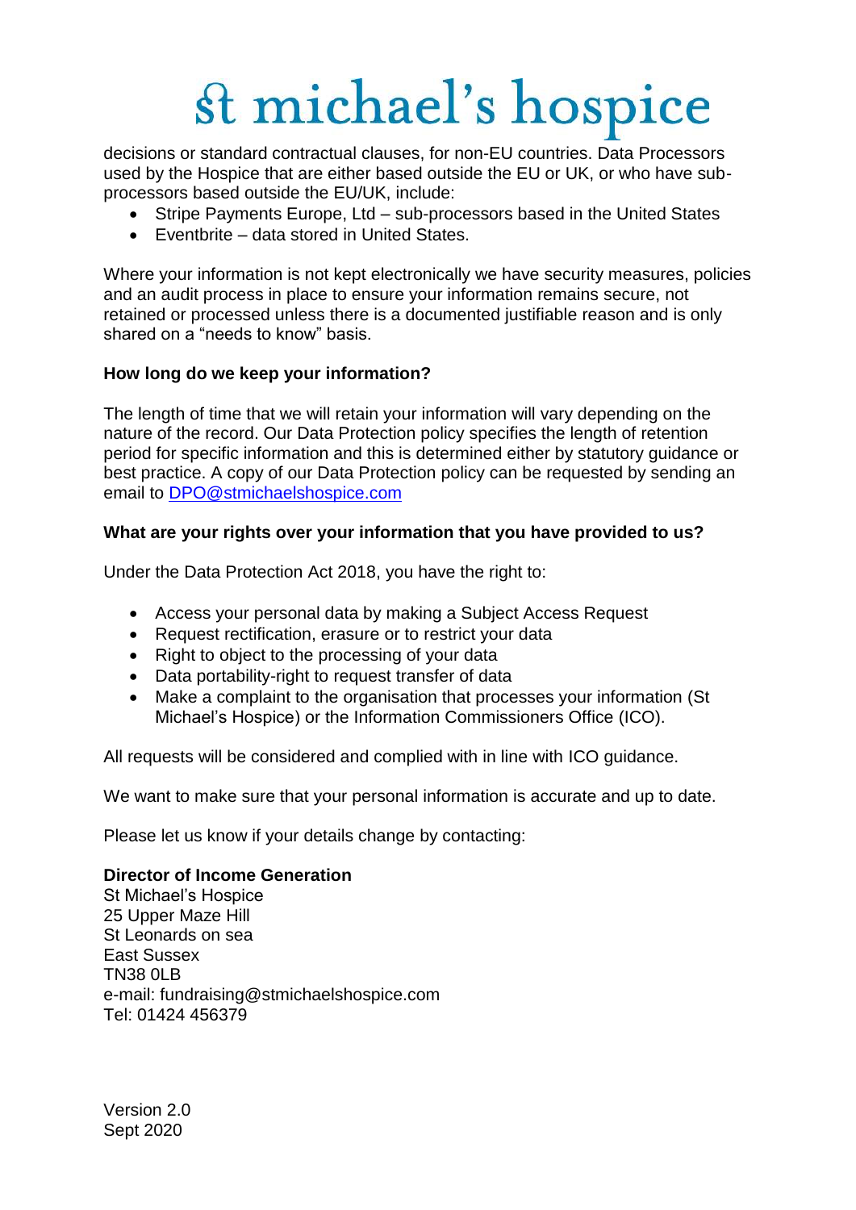decisions or standard contractual clauses, for non-EU countries. Data Processors used by the Hospice that are either based outside the EU or UK, or who have sub-processors based outside the EU/UK, include:

- Stripe Payments Europe, Ltd – sub-processors based in the United States
- Eventbrite – data stored in United States.

Where your information is not kept electronically we have security measures, policies and an audit process in place to ensure your information remains secure, not retained or processed unless there is a documented justifiable reason and is only shared on a "needs to know" basis.

**How long do we keep your information?**

The length of time that we will retain your information will vary depending on the nature of the record. Our Data Protection policy specifies the length of retention period for specific information and this is determined either by statutory guidance or best practice. A copy of our Data Protection policy can be requested by sending an email to DPO@stmichaelshospice.com

**What are your rights over your information that you have provided to us?**

Under the Data Protection Act 2018, you have the right to:

- Access your personal data by making a Subject Access Request
- Request rectification, erasure or to restrict your data
- Right to object to the processing of your data
- Data portability-right to request transfer of data
- Make a complaint to the organisation that processes your information (St Michael's Hospice) or the Information Commissioners Office (ICO).

All requests will be considered and complied with in line with ICO guidance.

We want to make sure that your personal information is accurate and up to date.

Please let us know if your details change by contacting:

**Director of Income Generation**
St Michael's Hospice
25 Upper Maze Hill
St Leonards on sea
East Sussex
TN38 0LB
e-mail: fundraising@stmichaelshospice.com
Tel: 01424 456379

Version 2.0
Sept 2020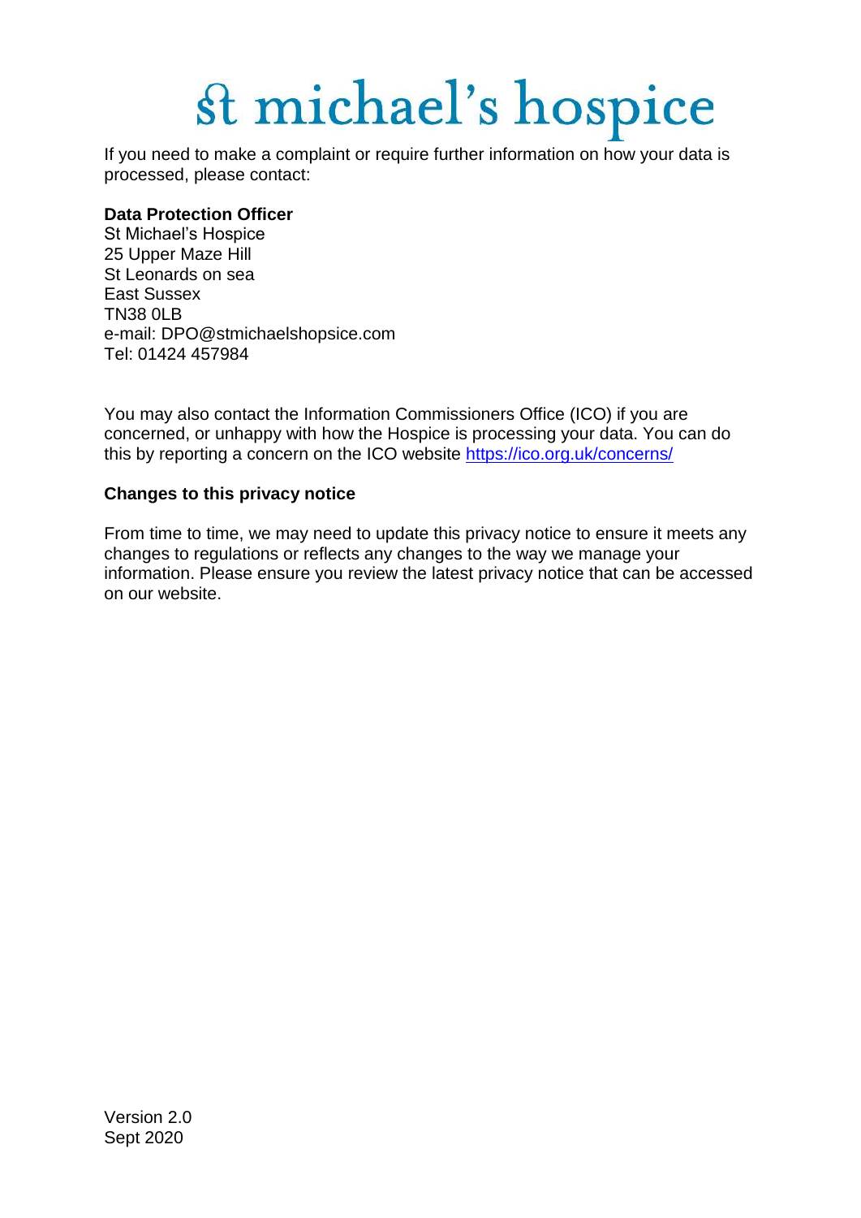# st michael's hospice

If you need to make a complaint or require further information on how your data is processed, please contact:

**Data Protection Officer**
St Michael's Hospice
25 Upper Maze Hill
St Leonards on sea
East Sussex
TN38 0LB
e-mail: DPO@stmichaelshopsice.com
Tel: 01424 457984

You may also contact the Information Commissioners Office (ICO) if you are concerned, or unhappy with how the Hospice is processing your data. You can do this by reporting a concern on the ICO website https://ico.org.uk/concerns/

**Changes to this privacy notice**

From time to time, we may need to update this privacy notice to ensure it meets any changes to regulations or reflects any changes to the way we manage your information. Please ensure you review the latest privacy notice that can be accessed on our website.

Version 2.0
Sept 2020